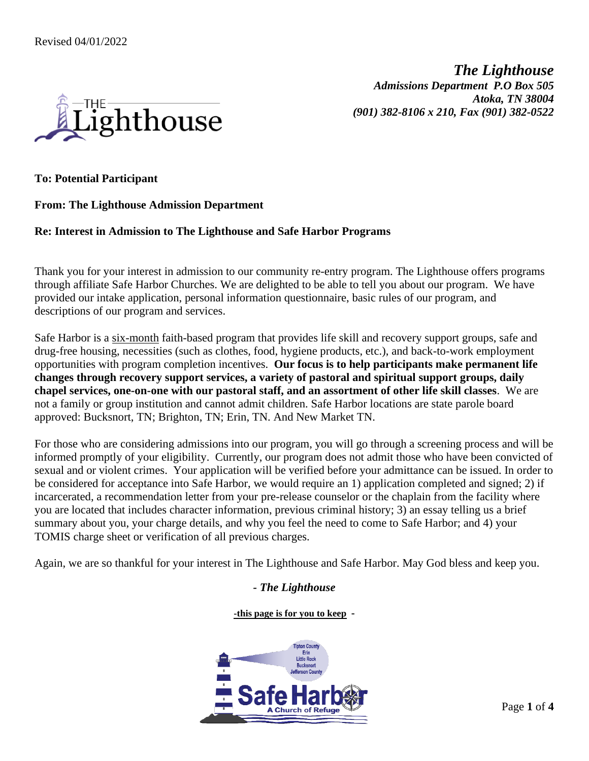Revised 04/01/2022

***The Lighthouse***
***Admissions Department P.O Box 505***
***Atoka, TN 38004***
***(901) 382-8106 x 210, Fax (901) 382-0522***

**To: Potential Participant**

**From: The Lighthouse Admission Department**

**Re: Interest in Admission to The Lighthouse and Safe Harbor Programs**

Thank you for your interest in admission to our community re-entry program. The Lighthouse offers programs through affiliate Safe Harbor Churches. We are delighted to be able to tell you about our program. We have provided our intake application, personal information questionnaire, basic rules of our program, and descriptions of our program and services.

Safe Harbor is a six-month faith-based program that provides life skill and recovery support groups, safe and drug-free housing, necessities (such as clothes, food, hygiene products, etc.), and back-to-work employment opportunities with program completion incentives. **Our focus is to help participants make permanent life changes through recovery support services, a variety of pastoral and spiritual support groups, daily chapel services, one-on-one with our pastoral staff, and an assortment of other life skill classes**. We are not a family or group institution and cannot admit children. Safe Harbor locations are state parole board approved: Bucksnort, TN; Brighton, TN; Erin, TN. And New Market TN.

For those who are considering admissions into our program, you will go through a screening process and will be informed promptly of your eligibility. Currently, our program does not admit those who have been convicted of sexual and or violent crimes. Your application will be verified before your admittance can be issued. In order to be considered for acceptance into Safe Harbor, we would require an 1) application completed and signed; 2) if incarcerated, a recommendation letter from your pre-release counselor or the chaplain from the facility where you are located that includes character information, previous criminal history; 3) an essay telling us a brief summary about you, your charge details, and why you feel the need to come to Safe Harbor; and 4) your TOMIS charge sheet or verification of all previous charges.

Again, we are so thankful for your interest in The Lighthouse and Safe Harbor. May God bless and keep you.

*- The Lighthouse*

**-this page is for you to keep -**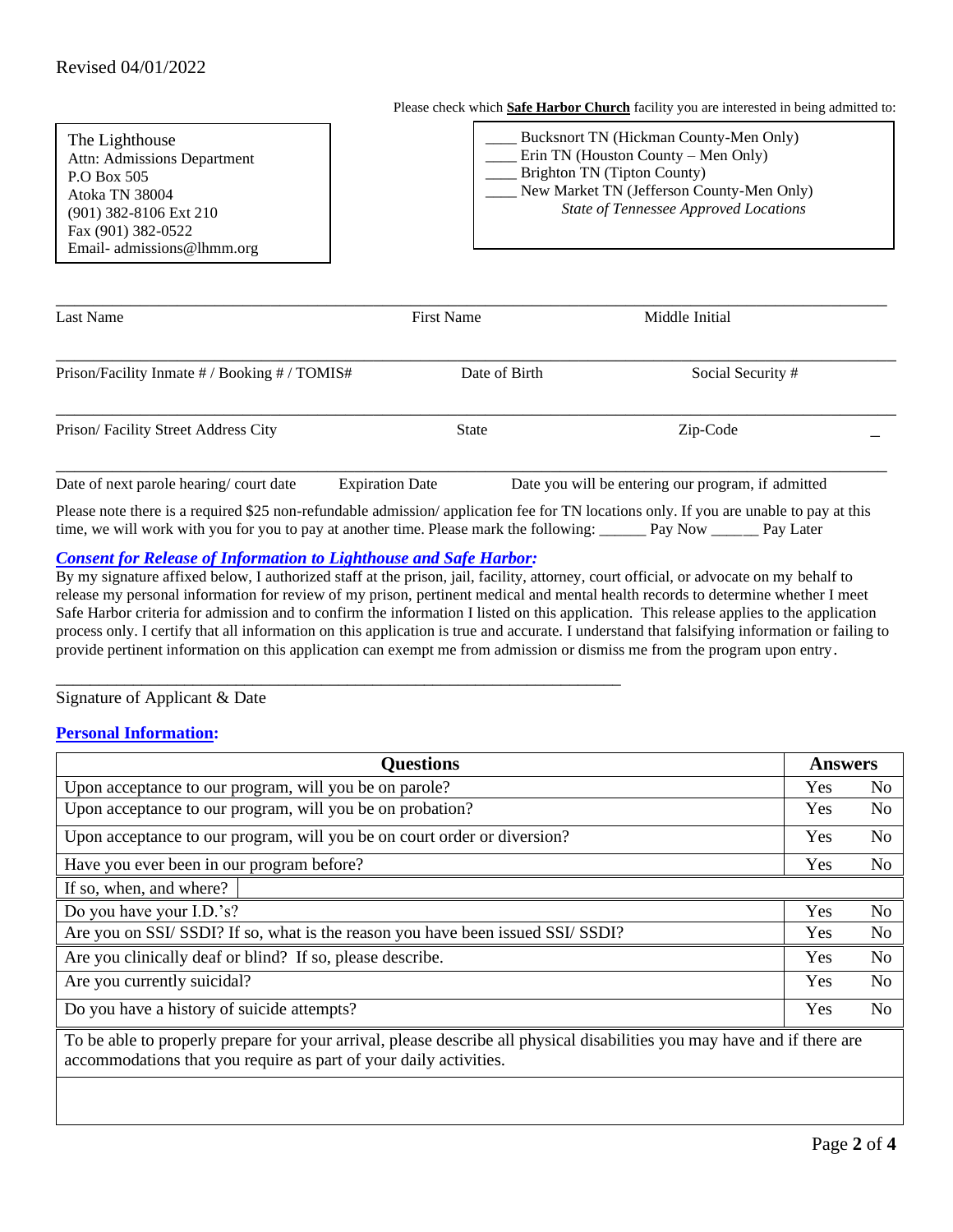Revised 04/01/2022

The Lighthouse
Attn: Admissions Department
P.O Box 505
Atoka TN 38004
(901) 382-8106 Ext 210
Fax (901) 382-0522
Email- admissions@lhmm.org

Please check which **Safe Harbor Church** facility you are interested in being admitted to:

____ Bucksnort TN (Hickman County-Men Only)
____ Erin TN (Houston County – Men Only)
____ Brighton TN (Tipton County)
____ New Market TN (Jefferson County-Men Only)
*State of Tennessee Approved Locations*

______________________________________________________________________________
Last Name                    First Name                    Middle Initial

______________________________________________________________________________
Prison/Facility Inmate # / Booking # / TOMIS#                    Date of Birth                    Social Security #

______________________________________________________________________________
Prison/ Facility Street Address City                    State                    Zip-Code                    _

______________________________________________________________________________
Date of next parole hearing/ court date          Expiration Date          Date you will be entering our program, if admitted

Please note there is a required $25 non-refundable admission/ application fee for TN locations only. If you are unable to pay at this time, we will work with you for you to pay at another time. Please mark the following: ______ Pay Now ______ Pay Later

***Consent for Release of Information to Lighthouse and Safe Harbor:***

By my signature affixed below, I authorized staff at the prison, jail, facility, attorney, court official, or advocate on my behalf to release my personal information for review of my prison, pertinent medical and mental health records to determine whether I meet Safe Harbor criteria for admission and to confirm the information I listed on this application. This release applies to the application process only. I certify that all information on this application is true and accurate. I understand that falsifying information or failing to provide pertinent information on this application can exempt me from admission or dismiss me from the program upon entry.

_________________________________________________________________________
Signature of Applicant & Date

**Personal Information:**

| Questions | Answers | |
|---|---|---|
| Upon acceptance to our program, will you be on parole? | Yes | No |
| Upon acceptance to our program, will you be on probation? | Yes | No |
| Upon acceptance to our program, will you be on court order or diversion? | Yes | No |
| Have you ever been in our program before? | Yes | No |
| If so, when, and where? | | |
| Do you have your I.D.'s? | Yes | No |
| Are you on SSI/ SSDI? If so, what is the reason you have been issued SSI/ SSDI? | Yes | No |
| Are you clinically deaf or blind? If so, please describe. | Yes | No |
| Are you currently suicidal? | Yes | No |
| Do you have a history of suicide attempts? | Yes | No |
| To be able to properly prepare for your arrival, please describe all physical disabilities you may have and if there are accommodations that you require as part of your daily activities. | | |
| | | |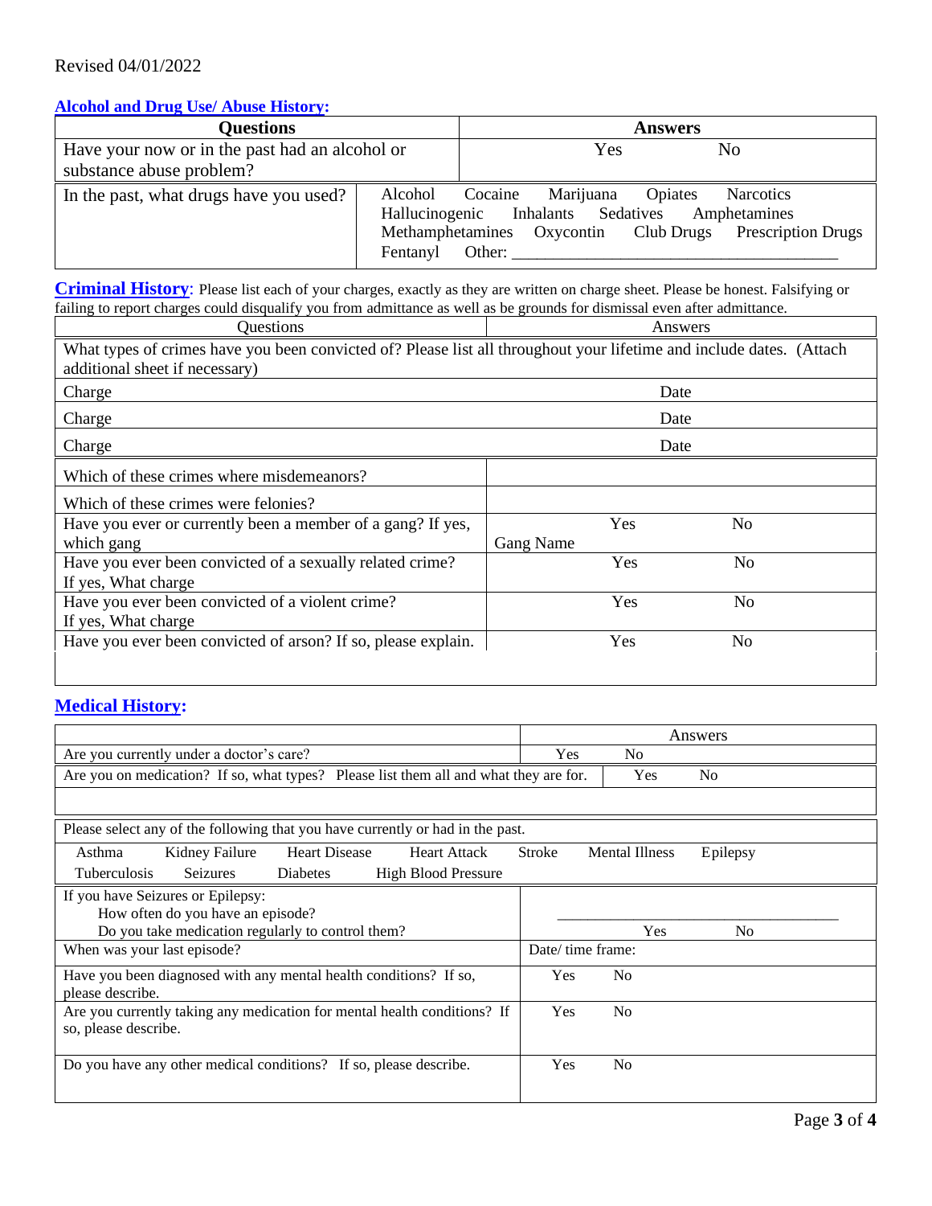Revised 04/01/2022

## Alcohol and Drug Use/ Abuse History:

| Questions | Answers |
|---|---|
| Have your now or in the past had an alcohol or substance abuse problem? | Yes &nbsp;&nbsp;&nbsp; No |
| In the past, what drugs have you used? | Alcohol &nbsp; Cocaine &nbsp; Marijuana &nbsp; Opiates &nbsp; Narcotics &nbsp; Hallucinogenic &nbsp; Inhalants &nbsp; Sedatives &nbsp; Amphetamines &nbsp; Methamphetamines &nbsp; Oxycontin &nbsp; Club Drugs &nbsp; Prescription Drugs &nbsp; Fentanyl &nbsp; Other: ______________________________________ |

## Criminal History:

Please list each of your charges, exactly as they are written on charge sheet. Please be honest. Falsifying or failing to report charges could disqualify you from admittance as well as be grounds for dismissal even after admittance.

| Questions | Answers |
|---|---|
| What types of crimes have you been convicted of? Please list all throughout your lifetime and include dates. (Attach additional sheet if necessary) | |
| Charge | Date |
| Charge | Date |
| Charge | Date |
| Which of these crimes where misdemeanors? | |
| Which of these crimes were felonies? | |
| Have you ever or currently been a member of a gang? If yes, which gang | Yes &nbsp;&nbsp;&nbsp; No<br>Gang Name |
| Have you ever been convicted of a sexually related crime? If yes, What charge | Yes &nbsp;&nbsp;&nbsp; No |
| Have you ever been convicted of a violent crime? If yes, What charge | Yes &nbsp;&nbsp;&nbsp; No |
| Have you ever been convicted of arson? If so, please explain. | Yes &nbsp;&nbsp;&nbsp; No |

## Medical History:

| | Answers |
|---|---|
| Are you currently under a doctor's care? | Yes &nbsp;&nbsp;&nbsp; No |
| Are you on medication? If so, what types? Please list them all and what they are for. | Yes &nbsp;&nbsp;&nbsp; No |
| | |
| Please select any of the following that you have currently or had in the past. | |
| Asthma &nbsp; Kidney Failure &nbsp; Heart Disease &nbsp; Heart Attack &nbsp; Stroke &nbsp; Mental Illness &nbsp; Epilepsy &nbsp; Tuberculosis &nbsp; Seizures &nbsp; Diabetes &nbsp; High Blood Pressure | |
| If you have Seizures or Epilepsy:<br>How often do you have an episode?<br>Do you take medication regularly to control them? | ______________________________________<br>Yes &nbsp;&nbsp;&nbsp; No |
| When was your last episode? | Date/ time frame: |
| Have you been diagnosed with any mental health conditions? If so, please describe. | Yes &nbsp;&nbsp;&nbsp; No |
| Are you currently taking any medication for mental health conditions? If so, please describe. | Yes &nbsp;&nbsp;&nbsp; No |
| Do you have any other medical conditions? If so, please describe. | Yes &nbsp;&nbsp;&nbsp; No |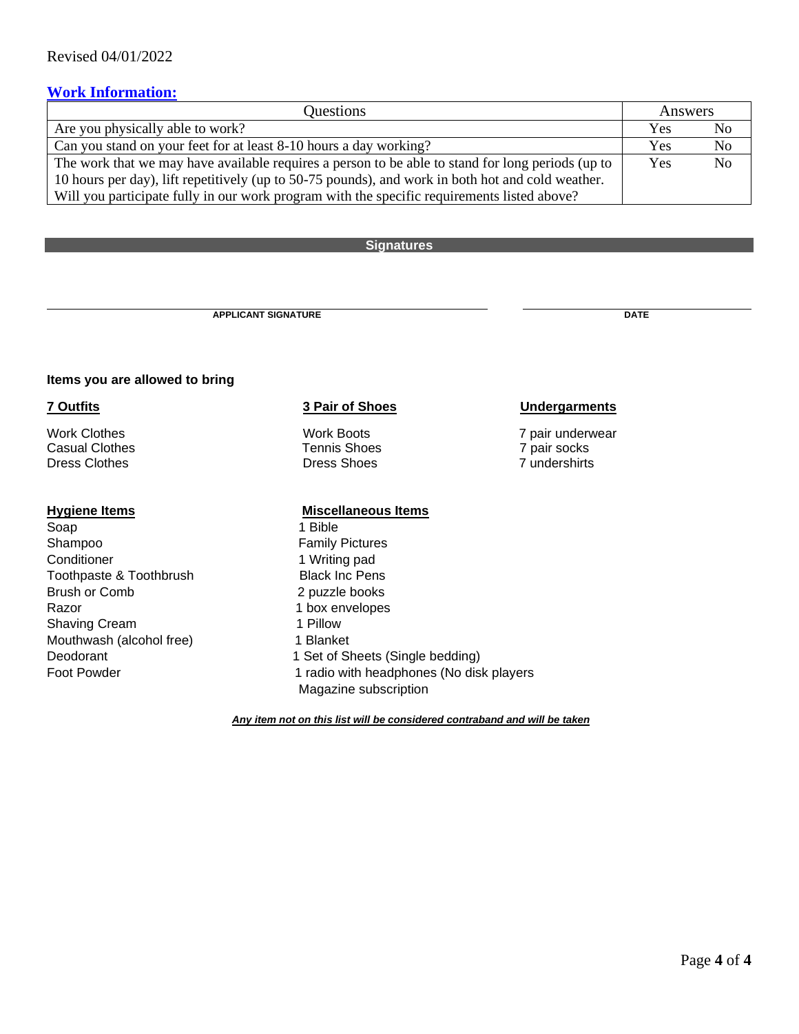Revised 04/01/2022

## Work Information:

| Questions | Answers | |
|---|---|---|
| Are you physically able to work? | Yes | No |
| Can you stand on your feet for at least 8-10 hours a day working? | Yes | No |
| The work that we may have available requires a person to be able to stand for long periods (up to 10 hours per day), lift repetitively (up to 50-75 pounds), and work in both hot and cold weather. Will you participate fully in our work program with the specific requirements listed above? | Yes | No |

## Signatures

APPLICANT SIGNATURE

DATE

**Items you are allowed to bring**

**7 Outfits**

Work Clothes
Casual Clothes
Dress Clothes

**3 Pair of Shoes**

Work Boots
Tennis Shoes
Dress Shoes

**Undergarments**

7 pair underwear
7 pair socks
7 undershirts

**Hygiene Items**

Soap
Shampoo
Conditioner
Toothpaste & Toothbrush
Brush or Comb
Razor
Shaving Cream
Mouthwash (alcohol free)
Deodorant
Foot Powder

**Miscellaneous Items**

1 Bible
Family Pictures
1 Writing pad
Black Inc Pens
2 puzzle books
1 box envelopes
1 Pillow
1 Blanket
1 Set of Sheets (Single bedding)
1 radio with headphones (No disk players
Magazine subscription

***Any item not on this list will be considered contraband and will be taken***